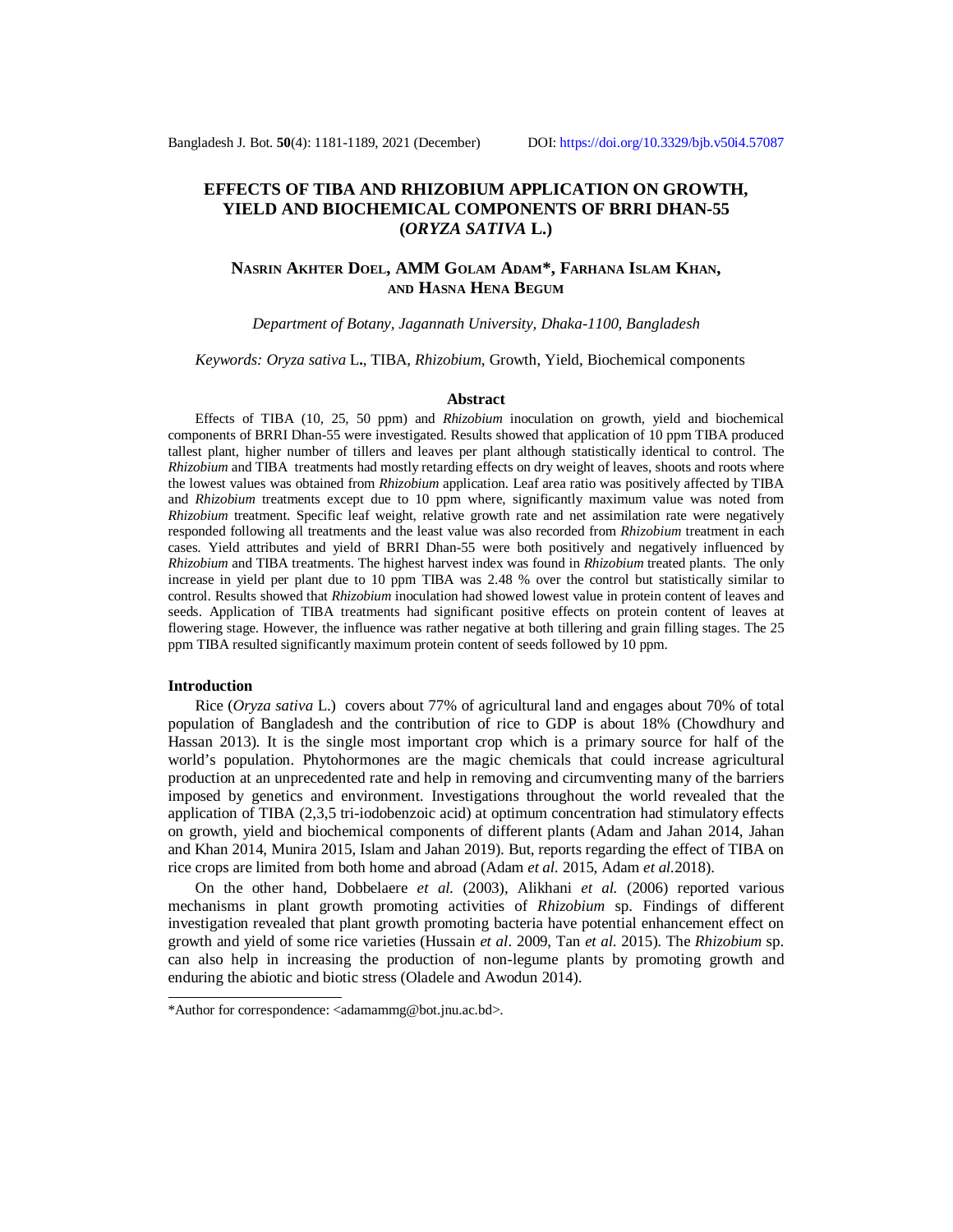# EFFECTS OF TIBA AND RHIZOBIUM APPLICATION ON GROWTH, YIELD AND BIOCHEMICAL COMPONENTS OF BRRI DHAN-55 (*ORYZA SATIVA* L.)

**NASRIN AKHTER DOEL, AMM GOLAM ADAM*, FARHANA ISLAM KHAN, AND HASNA HENA BEGUM**

*Department of Botany, Jagannath University, Dhaka-1100, Bangladesh*

*Keywords: Oryza sativa* L., TIBA, *Rhizobium*, Growth, Yield, Biochemical components

## Abstract

Effects of TIBA (10, 25, 50 ppm) and *Rhizobium* inoculation on growth, yield and biochemical components of BRRI Dhan-55 were investigated. Results showed that application of 10 ppm TIBA produced tallest plant, higher number of tillers and leaves per plant although statistically identical to control. The *Rhizobium* and TIBA treatments had mostly retarding effects on dry weight of leaves, shoots and roots where the lowest values was obtained from *Rhizobium* application. Leaf area ratio was positively affected by TIBA and *Rhizobium* treatments except due to 10 ppm where, significantly maximum value was noted from *Rhizobium* treatment. Specific leaf weight, relative growth rate and net assimilation rate were negatively responded following all treatments and the least value was also recorded from *Rhizobium* treatment in each cases. Yield attributes and yield of BRRI Dhan-55 were both positively and negatively influenced by *Rhizobium* and TIBA treatments. The highest harvest index was found in *Rhizobium* treated plants. The only increase in yield per plant due to 10 ppm TIBA was 2.48 % over the control but statistically similar to control. Results showed that *Rhizobium* inoculation had showed lowest value in protein content of leaves and seeds. Application of TIBA treatments had significant positive effects on protein content of leaves at flowering stage. However, the influence was rather negative at both tillering and grain filling stages. The 25 ppm TIBA resulted significantly maximum protein content of seeds followed by 10 ppm.

## Introduction

Rice (*Oryza sativa* L.) covers about 77% of agricultural land and engages about 70% of total population of Bangladesh and the contribution of rice to GDP is about 18% (Chowdhury and Hassan 2013). It is the single most important crop which is a primary source for half of the world's population. Phytohormones are the magic chemicals that could increase agricultural production at an unprecedented rate and help in removing and circumventing many of the barriers imposed by genetics and environment. Investigations throughout the world revealed that the application of TIBA (2,3,5 tri-iodobenzoic acid) at optimum concentration had stimulatory effects on growth, yield and biochemical components of different plants (Adam and Jahan 2014, Jahan and Khan 2014, Munira 2015, Islam and Jahan 2019). But, reports regarding the effect of TIBA on rice crops are limited from both home and abroad (Adam *et al.* 2015, Adam *et al.* 2018).

On the other hand, Dobbelaere *et al.* (2003), Alikhani *et al.* (2006) reported various mechanisms in plant growth promoting activities of *Rhizobium* sp. Findings of different investigation revealed that plant growth promoting bacteria have potential enhancement effect on growth and yield of some rice varieties (Hussain *et al*. 2009, Tan *et al.* 2015). The *Rhizobium* sp. can also help in increasing the production of non-legume plants by promoting growth and enduring the abiotic and biotic stress (Oladele and Awodun 2014).

*Author for correspondence: <adamammg@bot.jnu.ac.bd>.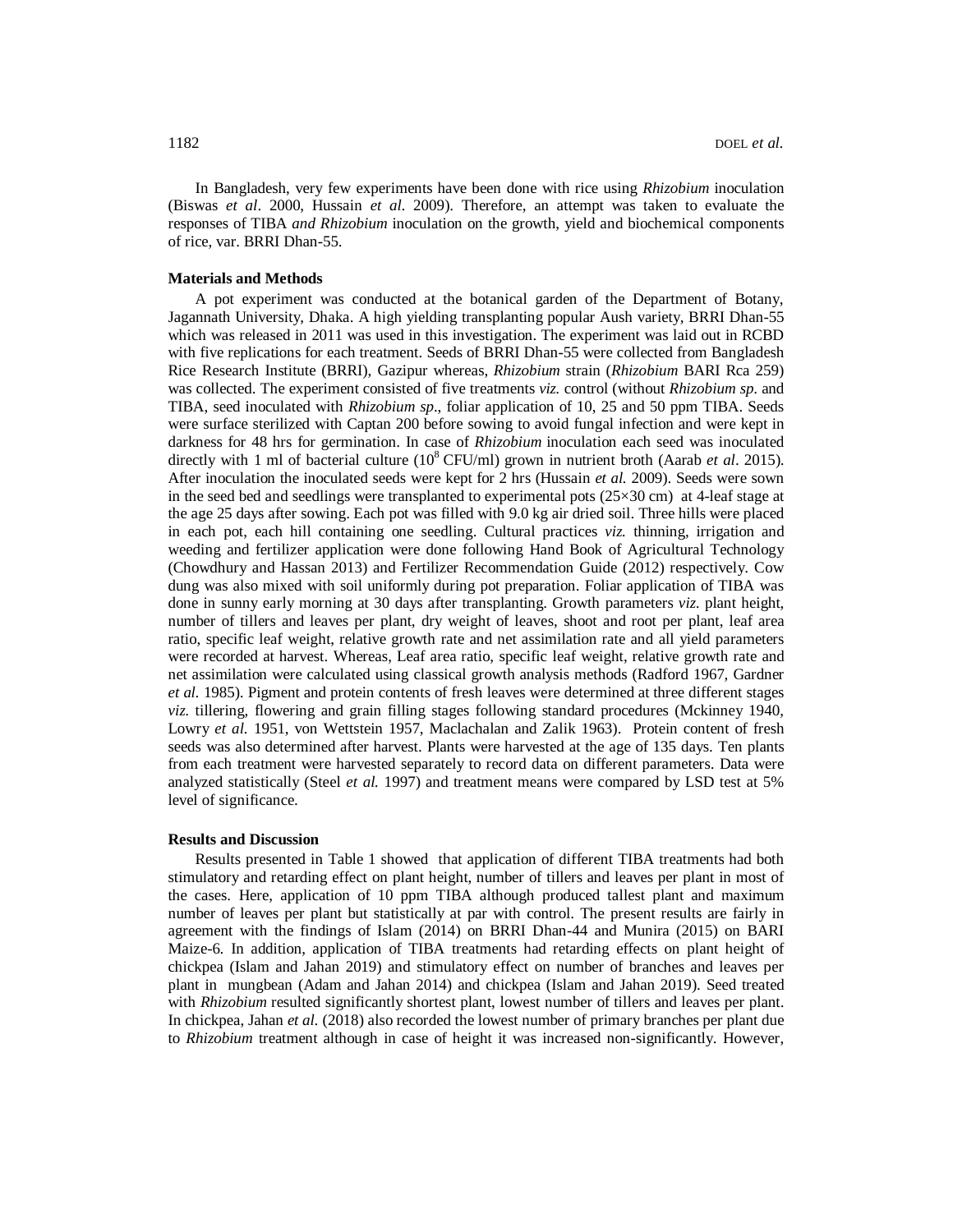In Bangladesh, very few experiments have been done with rice using *Rhizobium* inoculation (Biswas *et al*. 2000, Hussain *et al*. 2009). Therefore, an attempt was taken to evaluate the responses of TIBA *and Rhizobium* inoculation on the growth, yield and biochemical components of rice, var. BRRI Dhan-55.

## Materials and Methods

A pot experiment was conducted at the botanical garden of the Department of Botany, Jagannath University, Dhaka. A high yielding transplanting popular Aush variety, BRRI Dhan-55 which was released in 2011 was used in this investigation. The experiment was laid out in RCBD with five replications for each treatment. Seeds of BRRI Dhan-55 were collected from Bangladesh Rice Research Institute (BRRI), Gazipur whereas, *Rhizobium* strain (*Rhizobium* BARI Rca 259) was collected. The experiment consisted of five treatments *viz.* control (without *Rhizobium sp.* and TIBA, seed inoculated with *Rhizobium sp*., foliar application of 10, 25 and 50 ppm TIBA. Seeds were surface sterilized with Captan 200 before sowing to avoid fungal infection and were kept in darkness for 48 hrs for germination. In case of *Rhizobium* inoculation each seed was inoculated directly with 1 ml of bacterial culture ($10^8$ CFU/ml) grown in nutrient broth (Aarab *et al*. 2015). After inoculation the inoculated seeds were kept for 2 hrs (Hussain *et al.* 2009). Seeds were sown in the seed bed and seedlings were transplanted to experimental pots (25×30 cm) at 4-leaf stage at the age 25 days after sowing. Each pot was filled with 9.0 kg air dried soil. Three hills were placed in each pot, each hill containing one seedling. Cultural practices *viz.* thinning, irrigation and weeding and fertilizer application were done following Hand Book of Agricultural Technology (Chowdhury and Hassan 2013) and Fertilizer Recommendation Guide (2012) respectively. Cow dung was also mixed with soil uniformly during pot preparation. Foliar application of TIBA was done in sunny early morning at 30 days after transplanting. Growth parameters *viz.* plant height, number of tillers and leaves per plant, dry weight of leaves, shoot and root per plant, leaf area ratio, specific leaf weight, relative growth rate and net assimilation rate and all yield parameters were recorded at harvest. Whereas, Leaf area ratio, specific leaf weight, relative growth rate and net assimilation were calculated using classical growth analysis methods (Radford 1967, Gardner *et al.* 1985). Pigment and protein contents of fresh leaves were determined at three different stages *viz.* tillering, flowering and grain filling stages following standard procedures (Mckinney 1940, Lowry *et al.* 1951, von Wettstein 1957, Maclachalan and Zalik 1963). Protein content of fresh seeds was also determined after harvest. Plants were harvested at the age of 135 days. Ten plants from each treatment were harvested separately to record data on different parameters. Data were analyzed statistically (Steel *et al.* 1997) and treatment means were compared by LSD test at 5% level of significance.

## Results and Discussion

Results presented in Table 1 showed that application of different TIBA treatments had both stimulatory and retarding effect on plant height, number of tillers and leaves per plant in most of the cases. Here, application of 10 ppm TIBA although produced tallest plant and maximum number of leaves per plant but statistically at par with control. The present results are fairly in agreement with the findings of Islam (2014) on BRRI Dhan-44 and Munira (2015) on BARI Maize-6. In addition, application of TIBA treatments had retarding effects on plant height of chickpea (Islam and Jahan 2019) and stimulatory effect on number of branches and leaves per plant in mungbean (Adam and Jahan 2014) and chickpea (Islam and Jahan 2019). Seed treated with *Rhizobium* resulted significantly shortest plant, lowest number of tillers and leaves per plant. In chickpea, Jahan *et al.* (2018) also recorded the lowest number of primary branches per plant due to *Rhizobium* treatment although in case of height it was increased non-significantly. However,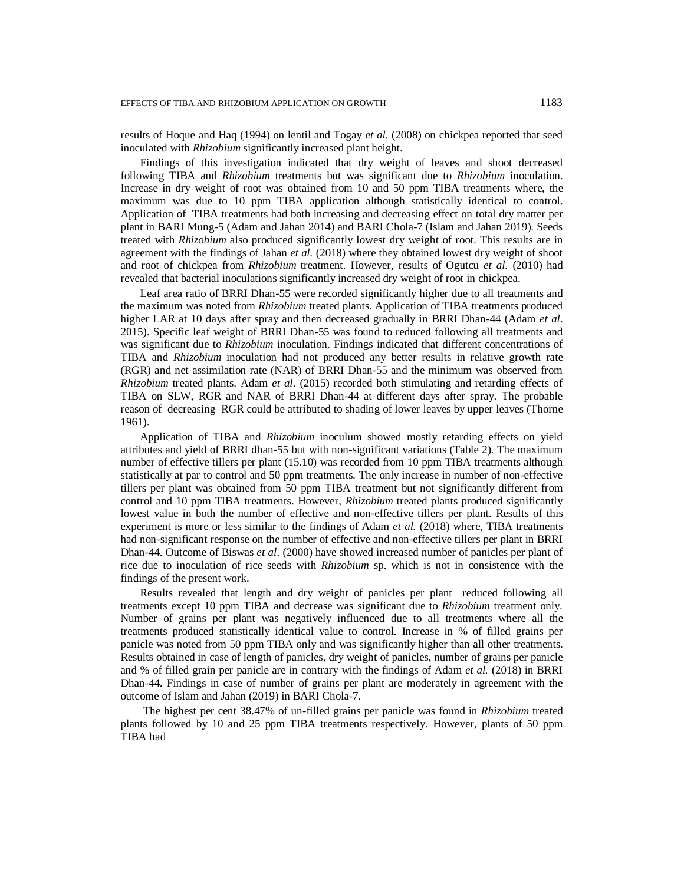results of Hoque and Haq (1994) on lentil and Togay *et al*. (2008) on chickpea reported that seed inoculated with *Rhizobium* significantly increased plant height.

Findings of this investigation indicated that dry weight of leaves and shoot decreased following TIBA and *Rhizobium* treatments but was significant due to *Rhizobium* inoculation. Increase in dry weight of root was obtained from 10 and 50 ppm TIBA treatments where, the maximum was due to 10 ppm TIBA application although statistically identical to control. Application of TIBA treatments had both increasing and decreasing effect on total dry matter per plant in BARI Mung-5 (Adam and Jahan 2014) and BARI Chola-7 (Islam and Jahan 2019). Seeds treated with *Rhizobium* also produced significantly lowest dry weight of root. This results are in agreement with the findings of Jahan *et al.* (2018) where they obtained lowest dry weight of shoot and root of chickpea from *Rhizobium* treatment. However, results of Ogutcu *et al.* (2010) had revealed that bacterial inoculations significantly increased dry weight of root in chickpea.

Leaf area ratio of BRRI Dhan-55 were recorded significantly higher due to all treatments and the maximum was noted from *Rhizobium* treated plants. Application of TIBA treatments produced higher LAR at 10 days after spray and then decreased gradually in BRRI Dhan-44 (Adam *et al*. 2015). Specific leaf weight of BRRI Dhan-55 was found to reduced following all treatments and was significant due to *Rhizobium* inoculation. Findings indicated that different concentrations of TIBA and *Rhizobium* inoculation had not produced any better results in relative growth rate (RGR) and net assimilation rate (NAR) of BRRI Dhan-55 and the minimum was observed from *Rhizobium* treated plants. Adam *et al*. (2015) recorded both stimulating and retarding effects of TIBA on SLW, RGR and NAR of BRRI Dhan-44 at different days after spray. The probable reason of decreasing RGR could be attributed to shading of lower leaves by upper leaves (Thorne 1961).

Application of TIBA and *Rhizobium* inoculum showed mostly retarding effects on yield attributes and yield of BRRI dhan-55 but with non-significant variations (Table 2). The maximum number of effective tillers per plant (15.10) was recorded from 10 ppm TIBA treatments although statistically at par to control and 50 ppm treatments. The only increase in number of non-effective tillers per plant was obtained from 50 ppm TIBA treatment but not significantly different from control and 10 ppm TIBA treatments. However, *Rhizobium* treated plants produced significantly lowest value in both the number of effective and non-effective tillers per plant. Results of this experiment is more or less similar to the findings of Adam *et al.* (2018) where, TIBA treatments had non-significant response on the number of effective and non-effective tillers per plant in BRRI Dhan-44. Outcome of Biswas *et al*. (2000) have showed increased number of panicles per plant of rice due to inoculation of rice seeds with *Rhizobium* sp. which is not in consistence with the findings of the present work.

Results revealed that length and dry weight of panicles per plant reduced following all treatments except 10 ppm TIBA and decrease was significant due to *Rhizobium* treatment only. Number of grains per plant was negatively influenced due to all treatments where all the treatments produced statistically identical value to control. Increase in % of filled grains per panicle was noted from 50 ppm TIBA only and was significantly higher than all other treatments. Results obtained in case of length of panicles, dry weight of panicles, number of grains per panicle and % of filled grain per panicle are in contrary with the findings of Adam *et al.* (2018) in BRRI Dhan-44. Findings in case of number of grains per plant are moderately in agreement with the outcome of Islam and Jahan (2019) in BARI Chola-7.

The highest per cent 38.47% of un-filled grains per panicle was found in *Rhizobium* treated plants followed by 10 and 25 ppm TIBA treatments respectively. However, plants of 50 ppm TIBA had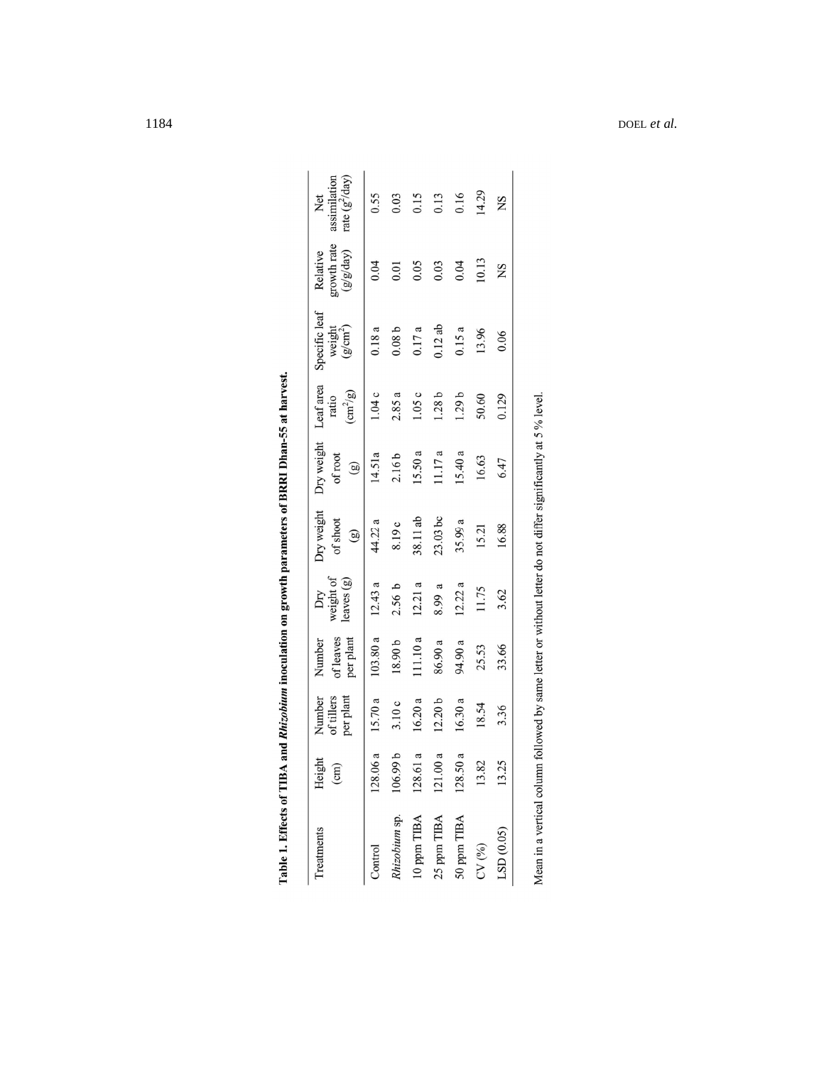**Table 1. Effects of TIBA and *Rhizobium* inoculation on growth parameters of BRRI Dhan-55 at harvest.**

| Treatments | Height (cm) | Number of tillers per plant | Number of leaves per plant | Dry weight of leaves (g) | Dry weight of shoot (g) | Dry weight of root (g) | Leaf area ratio ($cm^2/g$) | Specific leaf weight ($g/cm^2$) | Relative growth rate (g/g/day) | Net assimilation rate ($g^2$/day) |
|---|---|---|---|---|---|---|---|---|---|---|
| Control | 128.06 a | 15.70 a | 103.80 a | 12.43 a | 44.22 a | 14.51a | 1.04 c | 0.18 a | 0.04 | 0.55 |
| *Rhizobium* sp. | 106.99 b | 3.10 c | 18.90 b | 2.56 b | 8.19 c | 2.16 b | 2.85 a | 0.08 b | 0.01 | 0.03 |
| 10 ppm TIBA | 128.61 a | 16.20 a | 111.10 a | 12.21 a | 38.11 ab | 15.50 a | 1.05 c | 0.17 a | 0.05 | 0.15 |
| 25 ppm TIBA | 121.00 a | 12.20 b | 86.90 a | 8.99 a | 23.03 bc | 11.17 a | 1.28 b | 0.12 ab | 0.03 | 0.13 |
| 50 ppm TIBA | 128.50 a | 16.30 a | 94.90 a | 12.22 a | 35.99 a | 15.40 a | 1.29 b | 0.15 a | 0.04 | 0.16 |
| CV (%) | 13.82 | 18.54 | 25.53 | 11.75 | 15.21 | 16.63 | 50.60 | 13.96 | 10.13 | 14.29 |
| LSD (0.05) | 13.25 | 3.36 | 33.66 | 3.62 | 16.88 | 6.47 | 0.129 | 0.06 | NS | NS |

Mean in a vertical column followed by same letter or without letter do not differ significantly at 5 % level.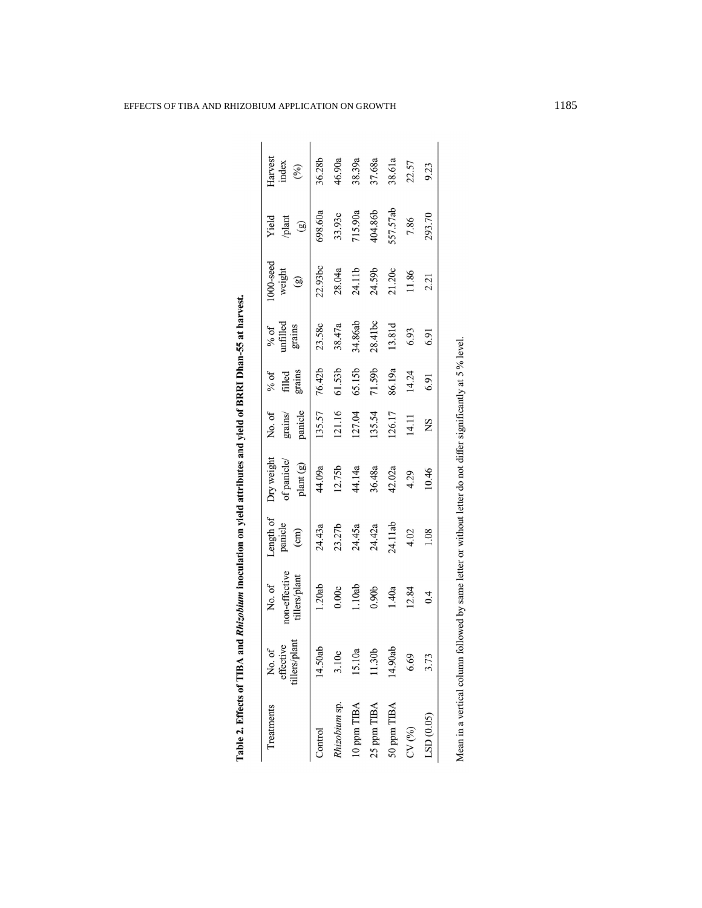**Table 2. Effects of TIBA and *Rhizobium* inoculation on yield attributes and yield of BRRI Dhan-55 at harvest.**

| Treatments | No. of effective tillers/plant | No. of non-effective tillers/plant | Length of panicle (cm) | Dry weight of panicle/ plant (g) | No. of grains/ panicle | % of filled grains | % of unfilled grains | 1000-seed weight (g) | Yield /plant (g) | Harvest index (%) |
|---|---|---|---|---|---|---|---|---|---|---|
| Control | 14.50ab | 1.20ab | 24.43a | 44.09a | 135.57 | 76.42b | 23.58c | 22.93bc | 698.60a | 36.28b |
| *Rhizobium* sp. | 3.10c | 0.00c | 23.27b | 12.75b | 121.16 | 61.53b | 38.47a | 28.04a | 33.93c | 46.90a |
| 10 ppm TIBA | 15.10a | 1.10ab | 24.45a | 44.14a | 127.04 | 65.15b | 34.86ab | 24.11b | 715.90a | 38.39a |
| 25 ppm TIBA | 11.30b | 0.90b | 24.42a | 36.48a | 135.54 | 71.59b | 28.41bc | 24.59b | 404.86b | 37.68a |
| 50 ppm TIBA | 14.90ab | 1.40a | 24.11ab | 42.02a | 126.17 | 86.19a | 13.81d | 21.20c | 557.57ab | 38.61a |
| CV (%) | 6.69 | 12.84 | 4.02 | 4.29 | 14.11 | 14.24 | 6.93 | 11.86 | 7.86 | 22.57 |
| LSD (0.05) | 3.73 | 0.4 | 1.08 | 10.46 | NS | 6.91 | 6.91 | 2.21 | 293.70 | 9.23 |

Mean in a vertical column followed by same letter or without letter do not differ significantly at 5 % level.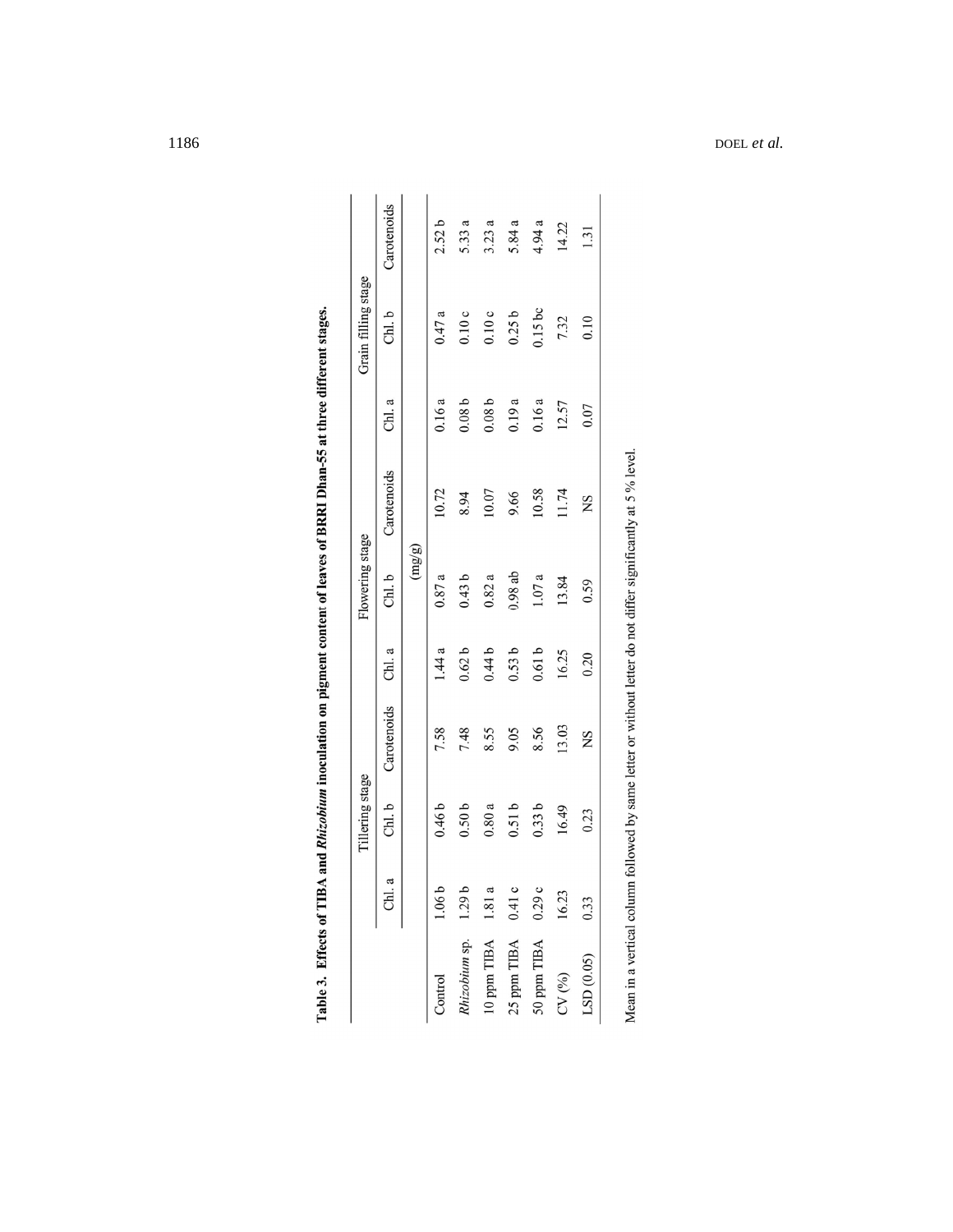**Table 3. Effects of TIBA and *Rhizobium* inoculation on pigment content of leaves of BRRI Dhan-55 at three different stages.**

| | Tillering stage | | | Flowering stage | | | Grain filling stage | | |
|---|---|---|---|---|---|---|---|---|---|
| | Chl. a | Chl. b | Carotenoids | Chl. a | Chl. b | Carotenoids | Chl. a | Chl. b | Carotenoids |
| | (mg/g) | | | | | | | | |
| Control | 1.06 b | 0.46 b | 7.58 | 1.44 a | 0.87 a | 10.72 | 0.16 a | 0.47 a | 2.52 b |
| *Rhizobium* sp. | 1.29 b | 0.50 b | 7.48 | 0.62 b | 0.43 b | 8.94 | 0.08 b | 0.10 c | 5.33 a |
| 10 ppm TIBA | 1.81 a | 0.80 a | 8.55 | 0.44 b | 0.82 a | 10.07 | 0.08 b | 0.10 c | 3.23 a |
| 25 ppm TIBA | 0.41 c | 0.51 b | 9.05 | 0.53 b | 0.98 ab | 9.66 | 0.19 a | 0.25 b | 5.84 a |
| 50 ppm TIBA | 0.29 c | 0.33 b | 8.56 | 0.61 b | 1.07 a | 10.58 | 0.16 a | 0.15 bc | 4.94 a |
| CV (%) | 16.23 | 16.49 | 13.03 | 16.25 | 13.84 | 11.74 | 12.57 | 7.32 | 14.22 |
| LSD (0.05) | 0.33 | 0.23 | NS | 0.20 | 0.59 | NS | 0.07 | 0.10 | 1.31 |

Mean in a vertical column followed by same letter or without letter do not differ significantly at 5 % level.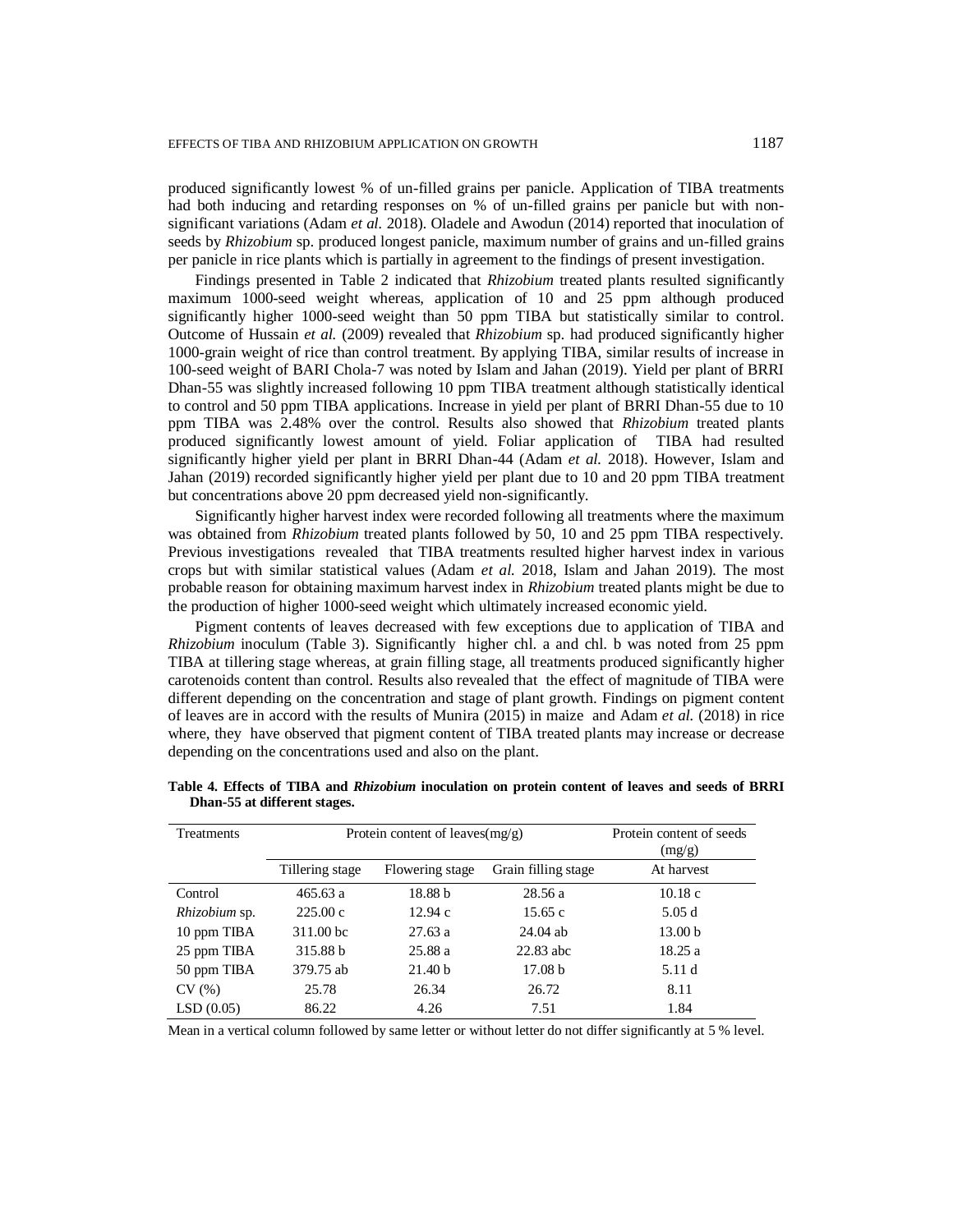produced significantly lowest % of un-filled grains per panicle. Application of TIBA treatments had both inducing and retarding responses on % of un-filled grains per panicle but with non-significant variations (Adam *et al.* 2018). Oladele and Awodun (2014) reported that inoculation of seeds by *Rhizobium* sp. produced longest panicle, maximum number of grains and un-filled grains per panicle in rice plants which is partially in agreement to the findings of present investigation.

Findings presented in Table 2 indicated that *Rhizobium* treated plants resulted significantly maximum 1000-seed weight whereas, application of 10 and 25 ppm although produced significantly higher 1000-seed weight than 50 ppm TIBA but statistically similar to control. Outcome of Hussain *et al.* (2009) revealed that *Rhizobium* sp. had produced significantly higher 1000-grain weight of rice than control treatment. By applying TIBA, similar results of increase in 100-seed weight of BARI Chola-7 was noted by Islam and Jahan (2019). Yield per plant of BRRI Dhan-55 was slightly increased following 10 ppm TIBA treatment although statistically identical to control and 50 ppm TIBA applications. Increase in yield per plant of BRRI Dhan-55 due to 10 ppm TIBA was 2.48% over the control. Results also showed that *Rhizobium* treated plants produced significantly lowest amount of yield. Foliar application of TIBA had resulted significantly higher yield per plant in BRRI Dhan-44 (Adam *et al.* 2018). However, Islam and Jahan (2019) recorded significantly higher yield per plant due to 10 and 20 ppm TIBA treatment but concentrations above 20 ppm decreased yield non-significantly.

Significantly higher harvest index were recorded following all treatments where the maximum was obtained from *Rhizobium* treated plants followed by 50, 10 and 25 ppm TIBA respectively. Previous investigations revealed that TIBA treatments resulted higher harvest index in various crops but with similar statistical values (Adam *et al.* 2018, Islam and Jahan 2019). The most probable reason for obtaining maximum harvest index in *Rhizobium* treated plants might be due to the production of higher 1000-seed weight which ultimately increased economic yield.

Pigment contents of leaves decreased with few exceptions due to application of TIBA and *Rhizobium* inoculum (Table 3). Significantly higher chl. a and chl. b was noted from 25 ppm TIBA at tillering stage whereas, at grain filling stage, all treatments produced significantly higher carotenoids content than control. Results also revealed that the effect of magnitude of TIBA were different depending on the concentration and stage of plant growth. Findings on pigment content of leaves are in accord with the results of Munira (2015) in maize and Adam *et al.* (2018) in rice where, they have observed that pigment content of TIBA treated plants may increase or decrease depending on the concentrations used and also on the plant.

**Table 4. Effects of TIBA and *Rhizobium* inoculation on protein content of leaves and seeds of BRRI Dhan-55 at different stages.**

| Treatments | Protein content of leaves(mg/g) | | | Protein content of seeds (mg/g) |
|---|---|---|---|---|
| | Tillering stage | Flowering stage | Grain filling stage | At harvest |
| Control | 465.63 a | 18.88 b | 28.56 a | 10.18 c |
| *Rhizobium* sp. | 225.00 c | 12.94 c | 15.65 c | 5.05 d |
| 10 ppm TIBA | 311.00 bc | 27.63 a | 24.04 ab | 13.00 b |
| 25 ppm TIBA | 315.88 b | 25.88 a | 22.83 abc | 18.25 a |
| 50 ppm TIBA | 379.75 ab | 21.40 b | 17.08 b | 5.11 d |
| CV (%) | 25.78 | 26.34 | 26.72 | 8.11 |
| LSD (0.05) | 86.22 | 4.26 | 7.51 | 1.84 |

Mean in a vertical column followed by same letter or without letter do not differ significantly at 5 % level.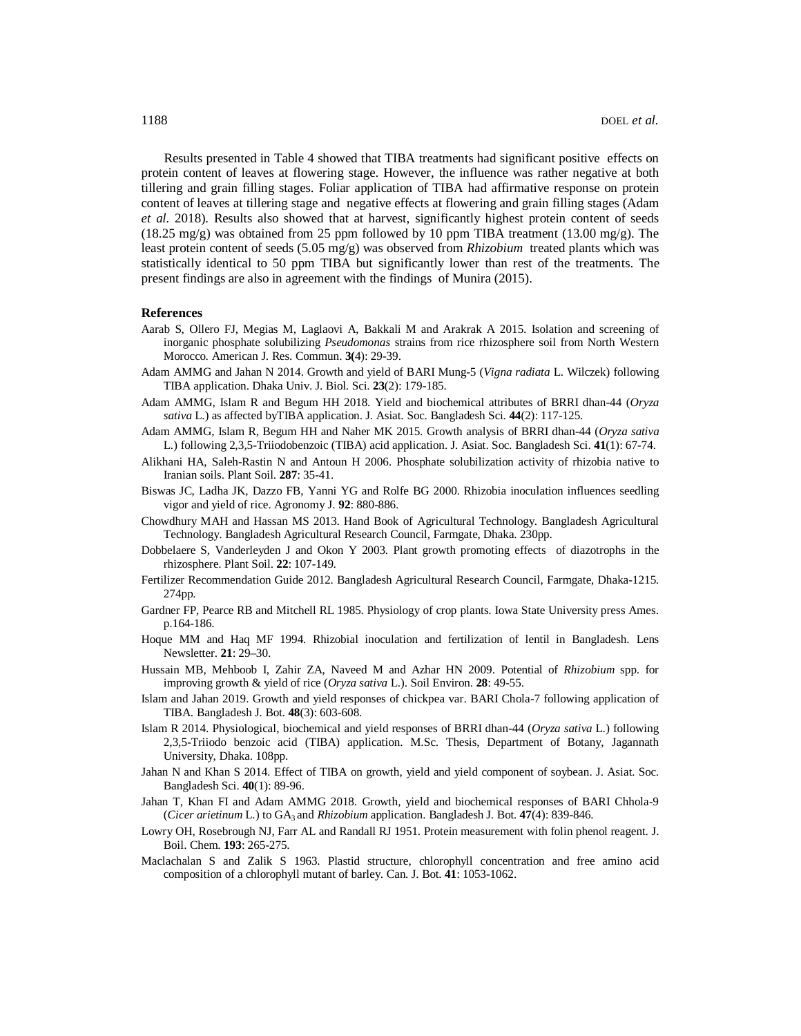Results presented in Table 4 showed that TIBA treatments had significant positive effects on protein content of leaves at flowering stage. However, the influence was rather negative at both tillering and grain filling stages. Foliar application of TIBA had affirmative response on protein content of leaves at tillering stage and negative effects at flowering and grain filling stages (Adam *et al.* 2018). Results also showed that at harvest, significantly highest protein content of seeds (18.25 mg/g) was obtained from 25 ppm followed by 10 ppm TIBA treatment (13.00 mg/g). The least protein content of seeds (5.05 mg/g) was observed from *Rhizobium* treated plants which was statistically identical to 50 ppm TIBA but significantly lower than rest of the treatments. The present findings are also in agreement with the findings of Munira (2015).

**References**

Aarab S, Ollero FJ, Megias M, Laglaovi A, Bakkali M and Arakrak A 2015. Isolation and screening of inorganic phosphate solubilizing *Pseudomonas* strains from rice rhizosphere soil from North Western Morocco. American J. Res. Commun. **3(**4): 29-39.

Adam AMMG and Jahan N 2014. Growth and yield of BARI Mung-5 (*Vigna radiata* L. Wilczek) following TIBA application. Dhaka Univ. J. Biol. Sci. **23**(2): 179-185.

Adam AMMG, Islam R and Begum HH 2018. Yield and biochemical attributes of BRRI dhan-44 (*Oryza sativa* L.) as affected byTIBA application. J. Asiat. Soc. Bangladesh Sci. **44**(2): 117-125.

Adam AMMG, Islam R, Begum HH and Naher MK 2015. Growth analysis of BRRI dhan-44 (*Oryza sativa* L.) following 2,3,5-Triiodobenzoic (TIBA) acid application. J. Asiat. Soc. Bangladesh Sci. **41**(1): 67-74.

Alikhani HA, Saleh-Rastin N and Antoun H 2006. Phosphate solubilization activity of rhizobia native to Iranian soils. Plant Soil. **287**: 35-41.

Biswas JC, Ladha JK, Dazzo FB, Yanni YG and Rolfe BG 2000. Rhizobia inoculation influences seedling vigor and yield of rice. Agronomy J. **92**: 880-886.

Chowdhury MAH and Hassan MS 2013. Hand Book of Agricultural Technology. Bangladesh Agricultural Technology. Bangladesh Agricultural Research Council, Farmgate, Dhaka. 230pp.

Dobbelaere S, Vanderleyden J and Okon Y 2003. Plant growth promoting effects of diazotrophs in the rhizosphere. Plant Soil. **22**: 107-149.

Fertilizer Recommendation Guide 2012. Bangladesh Agricultural Research Council, Farmgate, Dhaka-1215. 274pp.

Gardner FP, Pearce RB and Mitchell RL 1985. Physiology of crop plants. Iowa State University press Ames. p.164-186.

Hoque MM and Haq MF 1994. Rhizobial inoculation and fertilization of lentil in Bangladesh. Lens Newsletter. **21**: 29–30.

Hussain MB, Mehboob I, Zahir ZA, Naveed M and Azhar HN 2009. Potential of *Rhizobium* spp. for improving growth & yield of rice (*Oryza sativa* L.). Soil Environ. **28**: 49-55.

Islam and Jahan 2019. Growth and yield responses of chickpea var. BARI Chola-7 following application of TIBA. Bangladesh J. Bot. **48**(3): 603-608.

Islam R 2014. Physiological, biochemical and yield responses of BRRI dhan-44 (*Oryza sativa* L.) following 2,3,5-Triiodo benzoic acid (TIBA) application. M.Sc. Thesis, Department of Botany, Jagannath University, Dhaka. 108pp.

Jahan N and Khan S 2014. Effect of TIBA on growth, yield and yield component of soybean. J. Asiat. Soc. Bangladesh Sci. **40**(1): 89-96.

Jahan T, Khan FI and Adam AMMG 2018. Growth, yield and biochemical responses of BARI Chhola-9 (*Cicer arietinum* L.) to $GA_3$ and *Rhizobium* application. Bangladesh J. Bot. **47**(4): 839-846.

Lowry OH, Rosebrough NJ, Farr AL and Randall RJ 1951. Protein measurement with folin phenol reagent. J. Boil. Chem. **193**: 265-275.

Maclachalan S and Zalik S 1963. Plastid structure, chlorophyll concentration and free amino acid composition of a chlorophyll mutant of barley. Can. J. Bot. **41**: 1053-1062.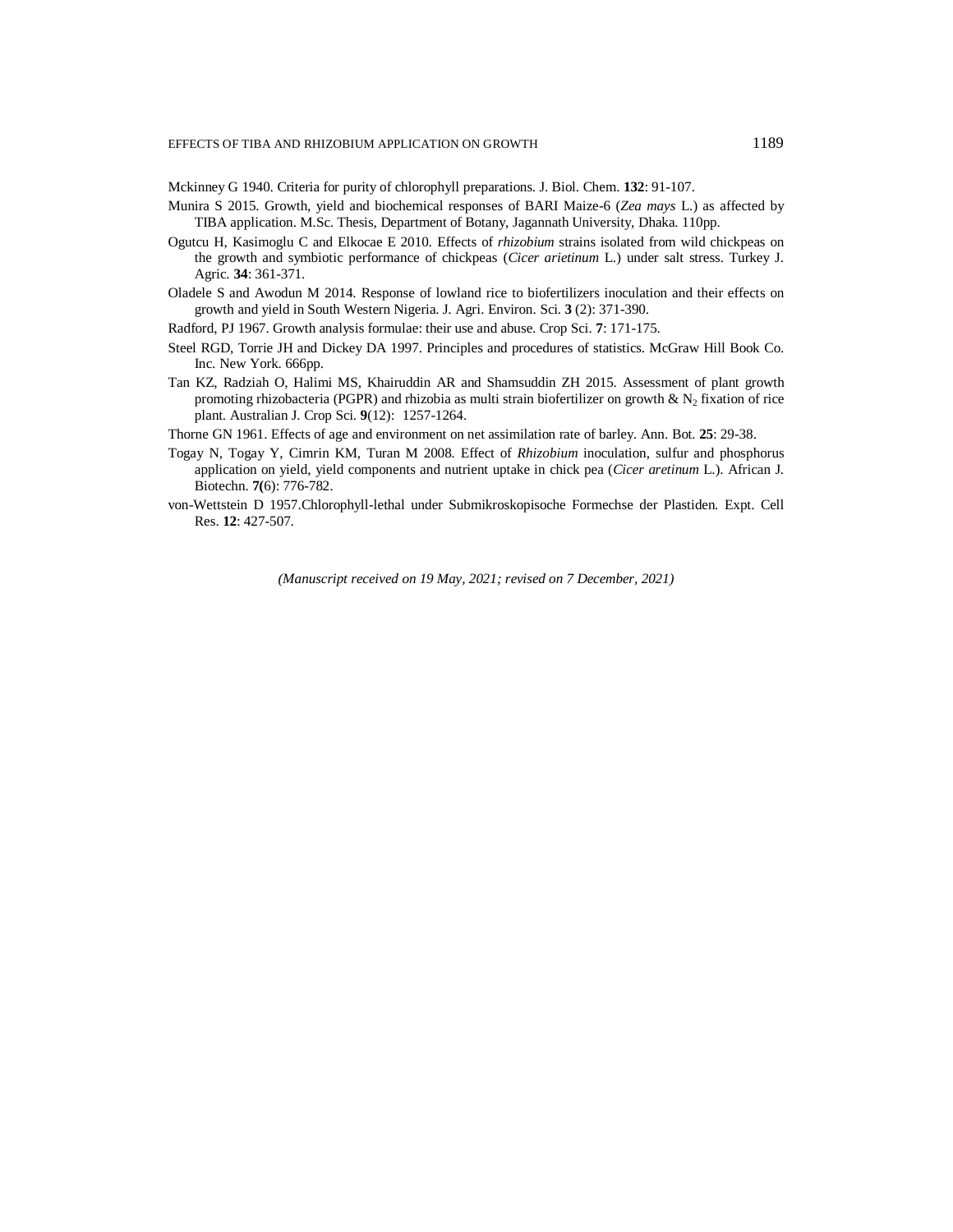Mckinney G 1940. Criteria for purity of chlorophyll preparations. J. Biol. Chem. **132**: 91-107.

Munira S 2015. Growth, yield and biochemical responses of BARI Maize-6 (*Zea mays* L.) as affected by TIBA application. M.Sc. Thesis, Department of Botany, Jagannath University, Dhaka. 110pp.

Ogutcu H, Kasimoglu C and Elkocae E 2010. Effects of *rhizobium* strains isolated from wild chickpeas on the growth and symbiotic performance of chickpeas (*Cicer arietinum* L.) under salt stress. Turkey J. Agric. **34**: 361-371.

Oladele S and Awodun M 2014. Response of lowland rice to biofertilizers inoculation and their effects on growth and yield in South Western Nigeria. J. Agri. Environ. Sci. **3** (2): 371-390.

Radford, PJ 1967. Growth analysis formulae: their use and abuse. Crop Sci. **7**: 171-175.

Steel RGD, Torrie JH and Dickey DA 1997. Principles and procedures of statistics. McGraw Hill Book Co. Inc. New York. 666pp.

Tan KZ, Radziah O, Halimi MS, Khairuddin AR and Shamsuddin ZH 2015. Assessment of plant growth promoting rhizobacteria (PGPR) and rhizobia as multi strain biofertilizer on growth & $N_2$ fixation of rice plant. Australian J. Crop Sci. **9**(12): 1257-1264.

Thorne GN 1961. Effects of age and environment on net assimilation rate of barley. Ann. Bot. **25**: 29-38.

Togay N, Togay Y, Cimrin KM, Turan M 2008. Effect of *Rhizobium* inoculation, sulfur and phosphorus application on yield, yield components and nutrient uptake in chick pea (*Cicer aretinum* L.). African J. Biotechn. **7(**6): 776-782.

von-Wettstein D 1957.Chlorophyll-lethal under Submikroskopisoche Formechse der Plastiden. Expt. Cell Res. **12**: 427-507.

*(Manuscript received on 19 May, 2021; revised on 7 December, 2021)*